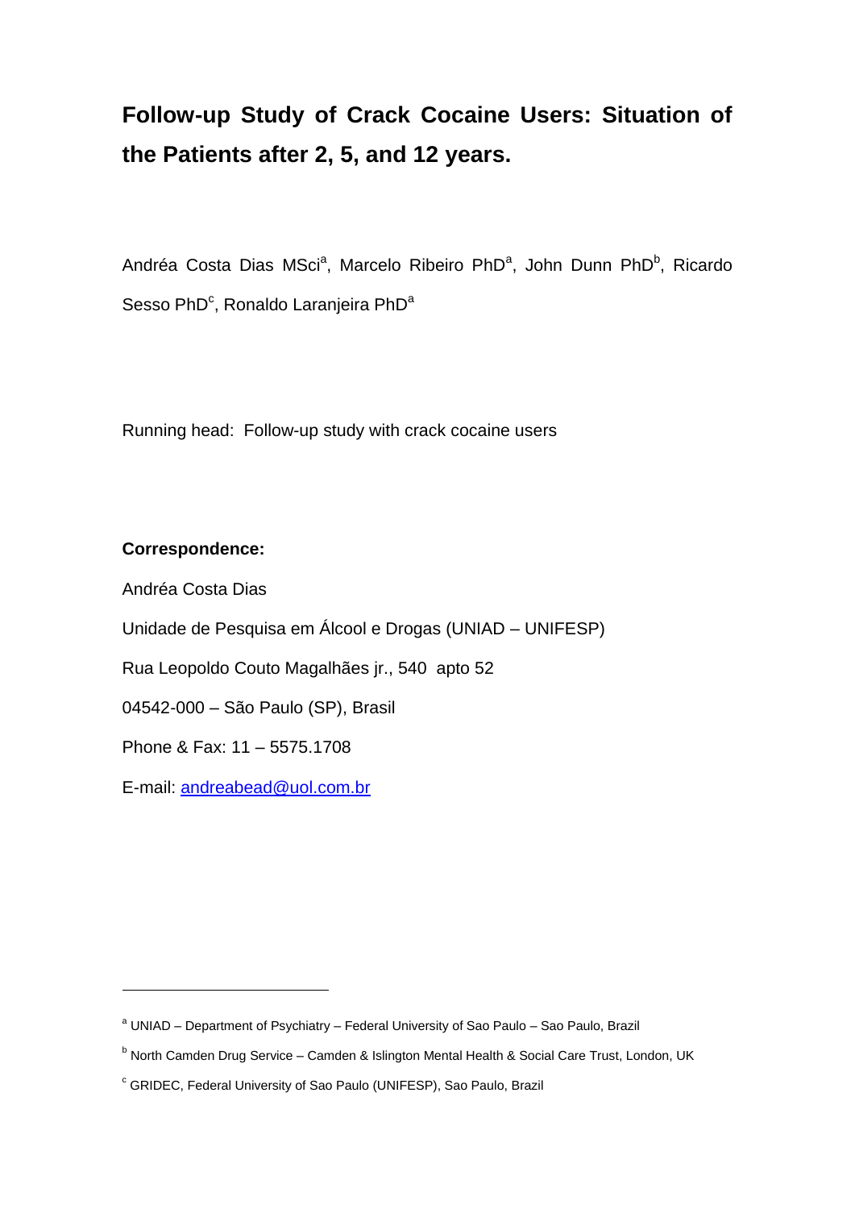# Follow-up Study of Crack Cocaine Users: Situation of the Patients after 2, 5, and 12 years.

Andréa Costa Dias MSci[a], Marcelo Ribeiro PhD[a], John Dunn PhD[b], Ricardo Sesso PhD[c], Ronaldo Laranjeira PhD[a]

Running head: Follow-up study with crack cocaine users

**Correspondence:**

Andréa Costa Dias

Unidade de Pesquisa em Álcool e Drogas (UNIAD – UNIFESP)

Rua Leopoldo Couto Magalhães jr., 540 apto 52

04542-000 – São Paulo (SP), Brasil

Phone & Fax: 11 – 5575.1708

E-mail: andreabead@uol.com.br

---

[a] UNIAD – Department of Psychiatry – Federal University of Sao Paulo – Sao Paulo, Brazil

[b] North Camden Drug Service – Camden & Islington Mental Health & Social Care Trust, London, UK

[c] GRIDEC, Federal University of Sao Paulo (UNIFESP), Sao Paulo, Brazil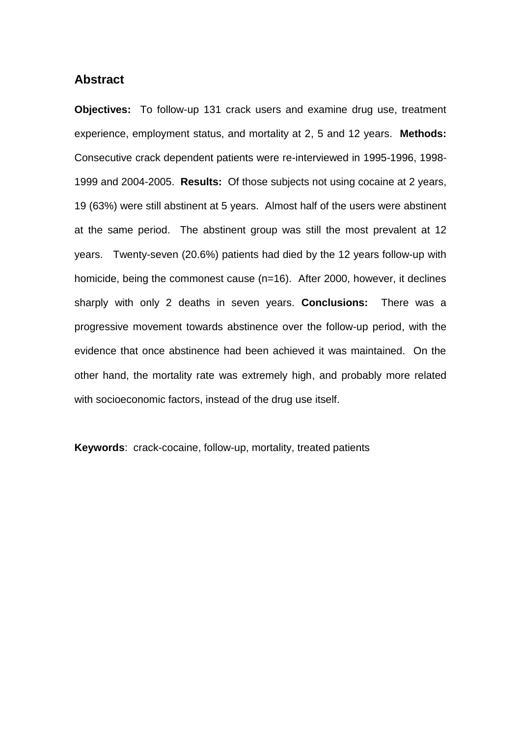## Abstract

**Objectives:** To follow-up 131 crack users and examine drug use, treatment experience, employment status, and mortality at 2, 5 and 12 years. **Methods:** Consecutive crack dependent patients were re-interviewed in 1995-1996, 1998-1999 and 2004-2005. **Results:** Of those subjects not using cocaine at 2 years, 19 (63%) were still abstinent at 5 years. Almost half of the users were abstinent at the same period. The abstinent group was still the most prevalent at 12 years. Twenty-seven (20.6%) patients had died by the 12 years follow-up with homicide, being the commonest cause (n=16). After 2000, however, it declines sharply with only 2 deaths in seven years. **Conclusions:** There was a progressive movement towards abstinence over the follow-up period, with the evidence that once abstinence had been achieved it was maintained. On the other hand, the mortality rate was extremely high, and probably more related with socioeconomic factors, instead of the drug use itself.

**Keywords**: crack-cocaine, follow-up, mortality, treated patients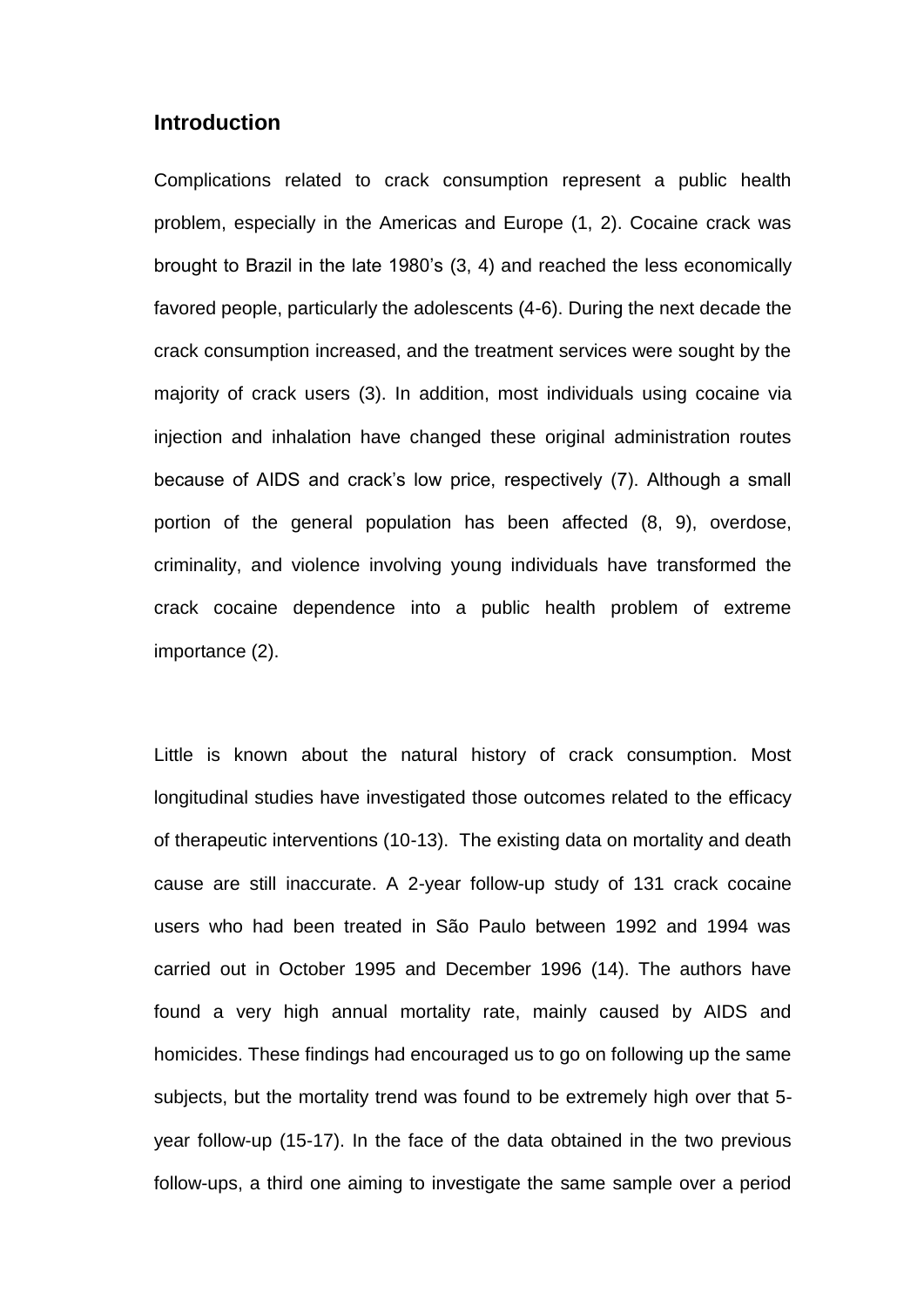## Introduction

Complications related to crack consumption represent a public health problem, especially in the Americas and Europe (1, 2). Cocaine crack was brought to Brazil in the late 1980's (3, 4) and reached the less economically favored people, particularly the adolescents (4-6). During the next decade the crack consumption increased, and the treatment services were sought by the majority of crack users (3). In addition, most individuals using cocaine via injection and inhalation have changed these original administration routes because of AIDS and crack's low price, respectively (7). Although a small portion of the general population has been affected (8, 9), overdose, criminality, and violence involving young individuals have transformed the crack cocaine dependence into a public health problem of extreme importance (2).

Little is known about the natural history of crack consumption. Most longitudinal studies have investigated those outcomes related to the efficacy of therapeutic interventions (10-13). The existing data on mortality and death cause are still inaccurate. A 2-year follow-up study of 131 crack cocaine users who had been treated in São Paulo between 1992 and 1994 was carried out in October 1995 and December 1996 (14). The authors have found a very high annual mortality rate, mainly caused by AIDS and homicides. These findings had encouraged us to go on following up the same subjects, but the mortality trend was found to be extremely high over that 5-year follow-up (15-17). In the face of the data obtained in the two previous follow-ups, a third one aiming to investigate the same sample over a period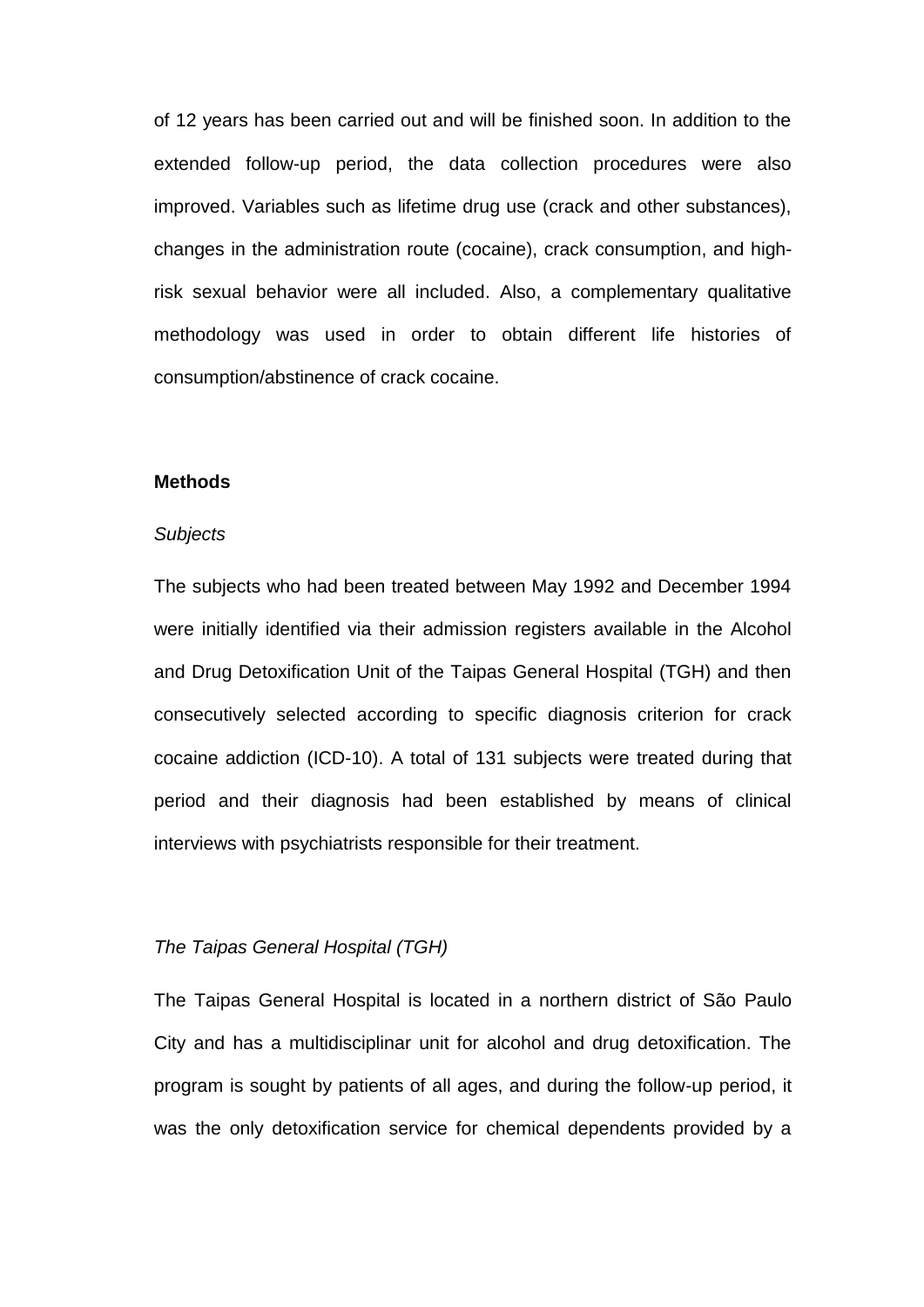of 12 years has been carried out and will be finished soon. In addition to the extended follow-up period, the data collection procedures were also improved. Variables such as lifetime drug use (crack and other substances), changes in the administration route (cocaine), crack consumption, and high-risk sexual behavior were all included. Also, a complementary qualitative methodology was used in order to obtain different life histories of consumption/abstinence of crack cocaine.

## Methods

### *Subjects*

The subjects who had been treated between May 1992 and December 1994 were initially identified via their admission registers available in the Alcohol and Drug Detoxification Unit of the Taipas General Hospital (TGH) and then consecutively selected according to specific diagnosis criterion for crack cocaine addiction (ICD-10). A total of 131 subjects were treated during that period and their diagnosis had been established by means of clinical interviews with psychiatrists responsible for their treatment.

### *The Taipas General Hospital (TGH)*

The Taipas General Hospital is located in a northern district of São Paulo City and has a multidisciplinar unit for alcohol and drug detoxification. The program is sought by patients of all ages, and during the follow-up period, it was the only detoxification service for chemical dependents provided by a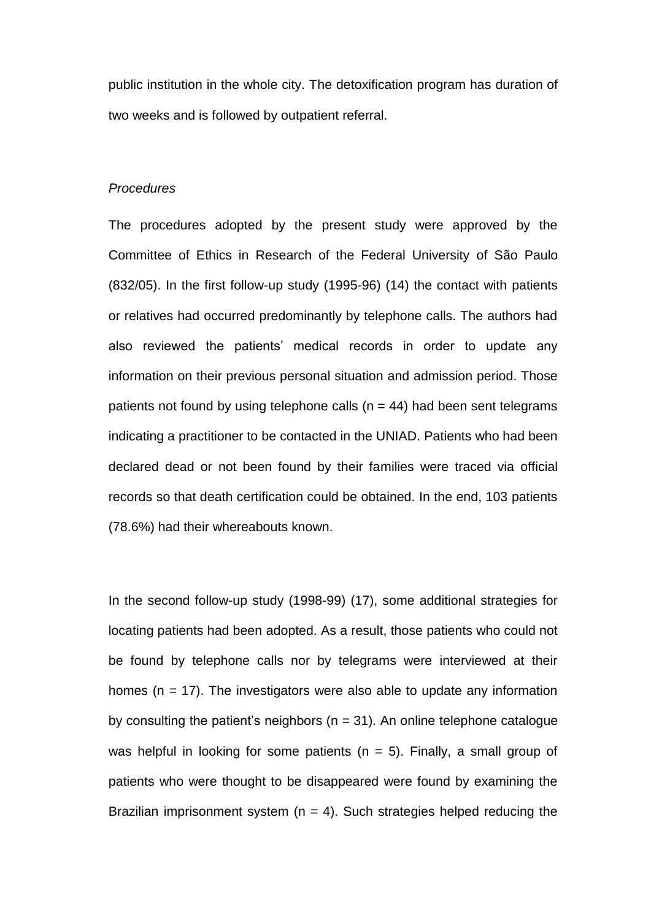public institution in the whole city. The detoxification program has duration of two weeks and is followed by outpatient referral.

*Procedures*

The procedures adopted by the present study were approved by the Committee of Ethics in Research of the Federal University of São Paulo (832/05). In the first follow-up study (1995-96) (14) the contact with patients or relatives had occurred predominantly by telephone calls. The authors had also reviewed the patients' medical records in order to update any information on their previous personal situation and admission period. Those patients not found by using telephone calls (n = 44) had been sent telegrams indicating a practitioner to be contacted in the UNIAD. Patients who had been declared dead or not been found by their families were traced via official records so that death certification could be obtained. In the end, 103 patients (78.6%) had their whereabouts known.

In the second follow-up study (1998-99) (17), some additional strategies for locating patients had been adopted. As a result, those patients who could not be found by telephone calls nor by telegrams were interviewed at their homes (n = 17). The investigators were also able to update any information by consulting the patient's neighbors (n = 31). An online telephone catalogue was helpful in looking for some patients (n = 5). Finally, a small group of patients who were thought to be disappeared were found by examining the Brazilian imprisonment system (n = 4). Such strategies helped reducing the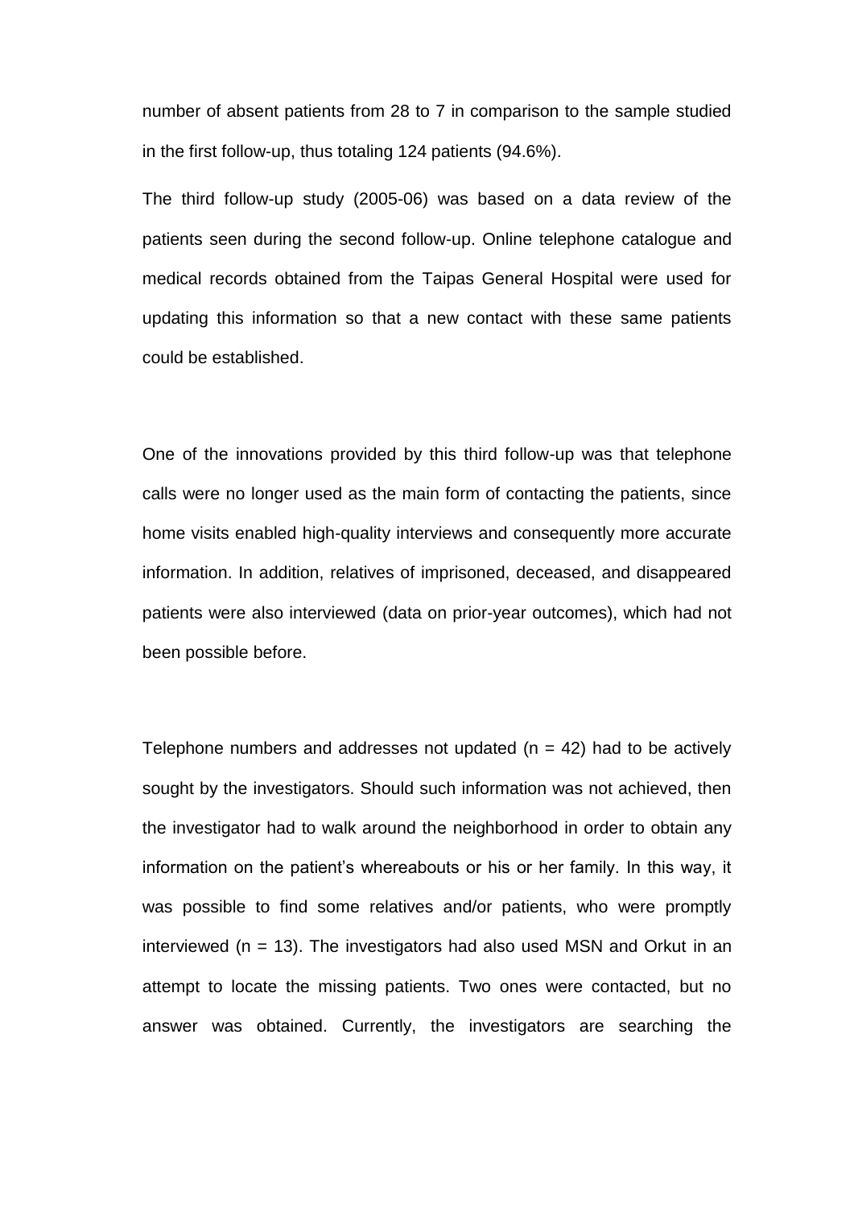number of absent patients from 28 to 7 in comparison to the sample studied in the first follow-up, thus totaling 124 patients (94.6%).

The third follow-up study (2005-06) was based on a data review of the patients seen during the second follow-up. Online telephone catalogue and medical records obtained from the Taipas General Hospital were used for updating this information so that a new contact with these same patients could be established.

One of the innovations provided by this third follow-up was that telephone calls were no longer used as the main form of contacting the patients, since home visits enabled high-quality interviews and consequently more accurate information. In addition, relatives of imprisoned, deceased, and disappeared patients were also interviewed (data on prior-year outcomes), which had not been possible before.

Telephone numbers and addresses not updated (n = 42) had to be actively sought by the investigators. Should such information was not achieved, then the investigator had to walk around the neighborhood in order to obtain any information on the patient's whereabouts or his or her family. In this way, it was possible to find some relatives and/or patients, who were promptly interviewed (n = 13). The investigators had also used MSN and Orkut in an attempt to locate the missing patients. Two ones were contacted, but no answer was obtained. Currently, the investigators are searching the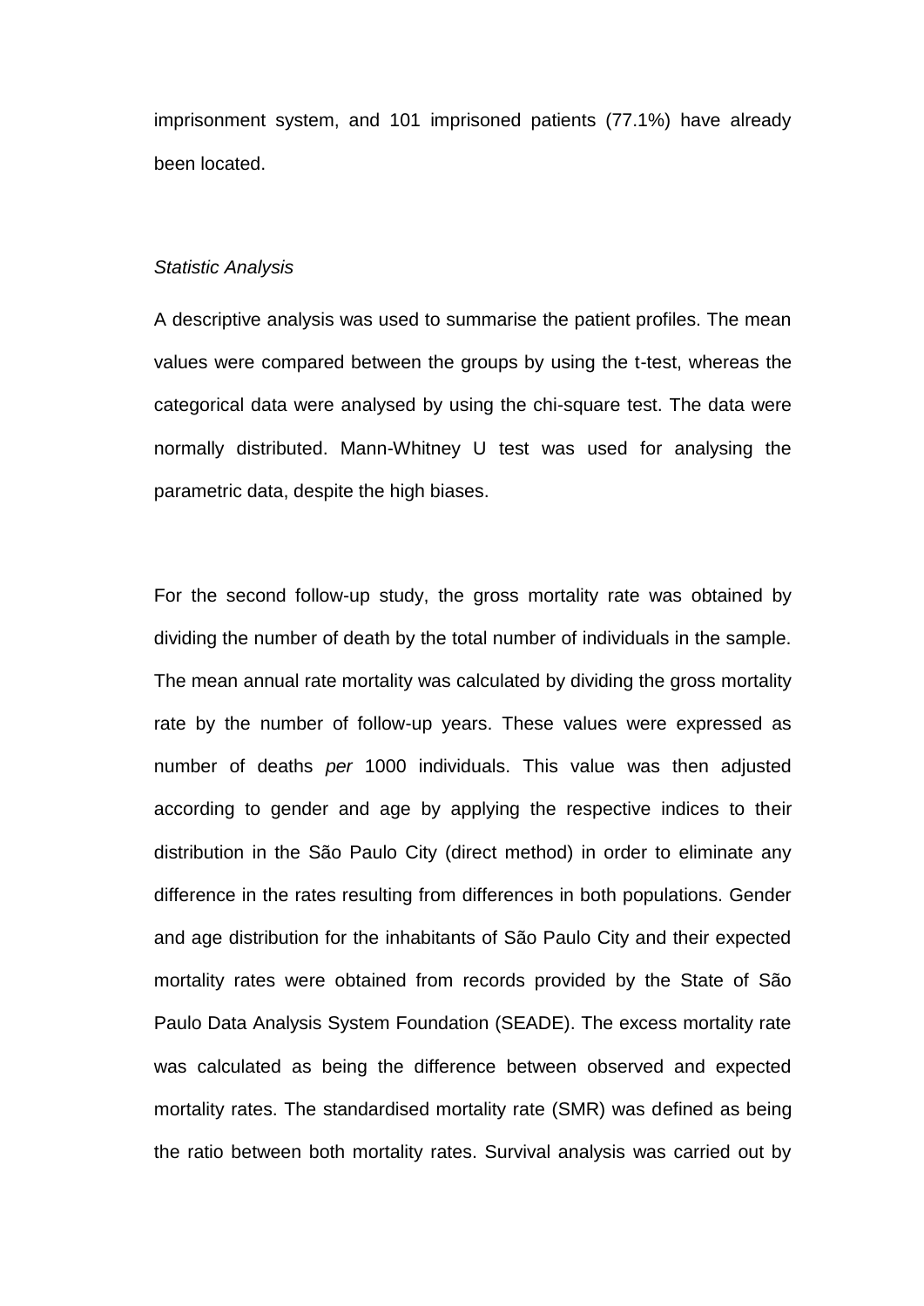imprisonment system, and 101 imprisoned patients (77.1%) have already been located.

*Statistic Analysis*

A descriptive analysis was used to summarise the patient profiles. The mean values were compared between the groups by using the t-test, whereas the categorical data were analysed by using the chi-square test. The data were normally distributed. Mann-Whitney U test was used for analysing the parametric data, despite the high biases.

For the second follow-up study, the gross mortality rate was obtained by dividing the number of death by the total number of individuals in the sample. The mean annual rate mortality was calculated by dividing the gross mortality rate by the number of follow-up years. These values were expressed as number of deaths *per* 1000 individuals. This value was then adjusted according to gender and age by applying the respective indices to their distribution in the São Paulo City (direct method) in order to eliminate any difference in the rates resulting from differences in both populations. Gender and age distribution for the inhabitants of São Paulo City and their expected mortality rates were obtained from records provided by the State of São Paulo Data Analysis System Foundation (SEADE). The excess mortality rate was calculated as being the difference between observed and expected mortality rates. The standardised mortality rate (SMR) was defined as being the ratio between both mortality rates. Survival analysis was carried out by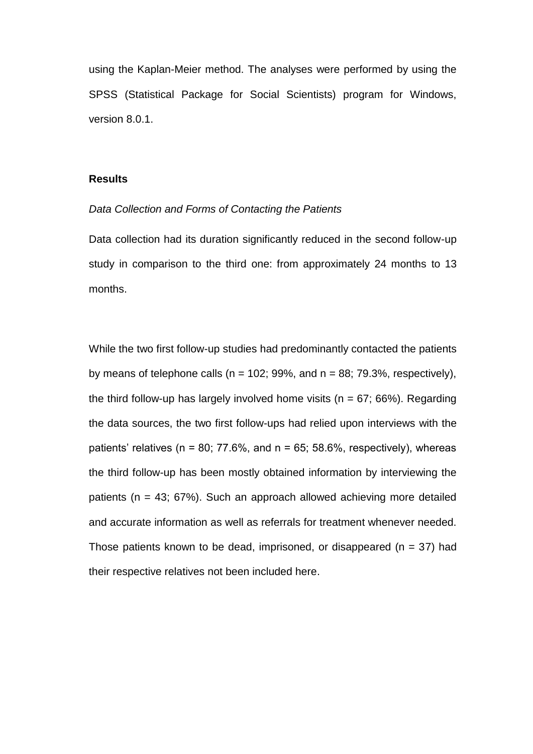using the Kaplan-Meier method. The analyses were performed by using the SPSS (Statistical Package for Social Scientists) program for Windows, version 8.0.1.

## Results

*Data Collection and Forms of Contacting the Patients*

Data collection had its duration significantly reduced in the second follow-up study in comparison to the third one: from approximately 24 months to 13 months.

While the two first follow-up studies had predominantly contacted the patients by means of telephone calls (n = 102; 99%, and n = 88; 79.3%, respectively), the third follow-up has largely involved home visits (n = 67; 66%). Regarding the data sources, the two first follow-ups had relied upon interviews with the patients' relatives (n = 80; 77.6%, and n = 65; 58.6%, respectively), whereas the third follow-up has been mostly obtained information by interviewing the patients (n = 43; 67%). Such an approach allowed achieving more detailed and accurate information as well as referrals for treatment whenever needed. Those patients known to be dead, imprisoned, or disappeared (n = 37) had their respective relatives not been included here.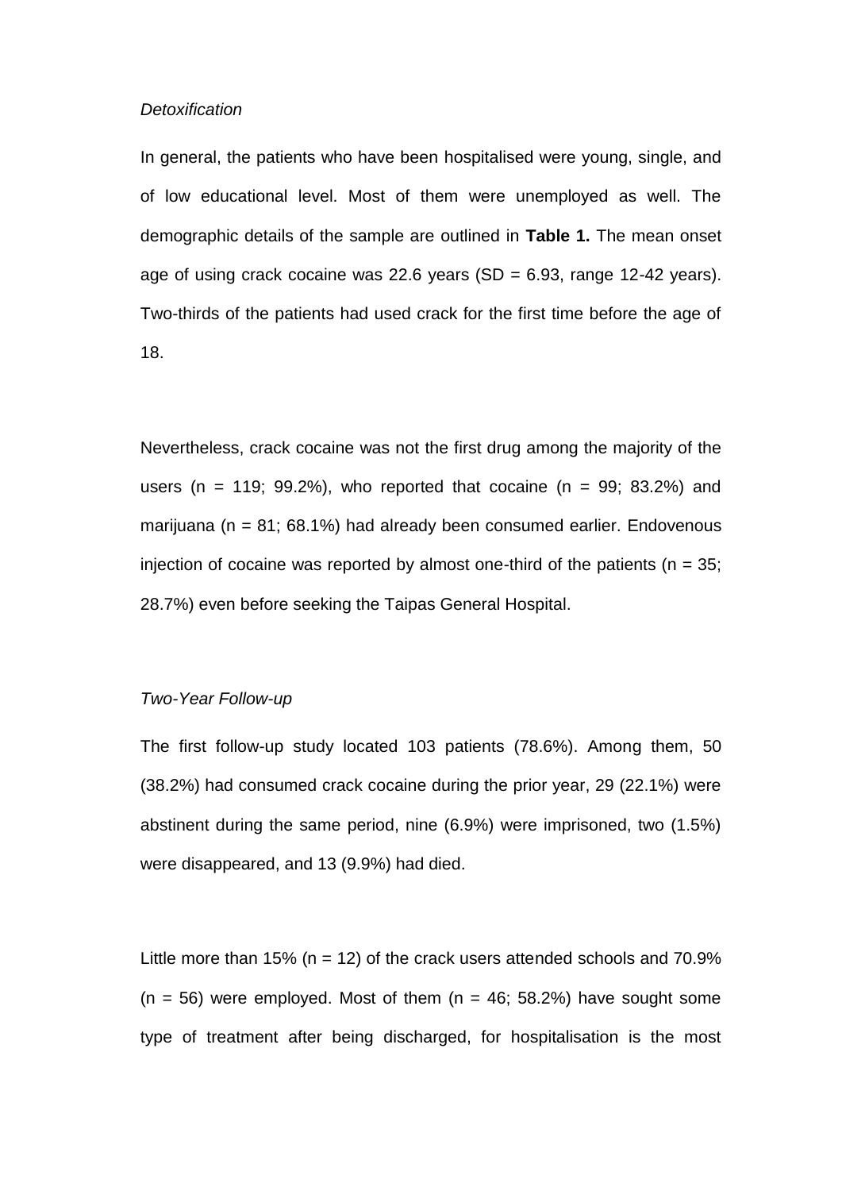*Detoxification*

In general, the patients who have been hospitalised were young, single, and of low educational level. Most of them were unemployed as well. The demographic details of the sample are outlined in **Table 1.** The mean onset age of using crack cocaine was 22.6 years (SD = 6.93, range 12-42 years). Two-thirds of the patients had used crack for the first time before the age of 18.

Nevertheless, crack cocaine was not the first drug among the majority of the users (n = 119; 99.2%), who reported that cocaine (n = 99; 83.2%) and marijuana (n = 81; 68.1%) had already been consumed earlier. Endovenous injection of cocaine was reported by almost one-third of the patients (n = 35; 28.7%) even before seeking the Taipas General Hospital.

*Two-Year Follow-up*

The first follow-up study located 103 patients (78.6%). Among them, 50 (38.2%) had consumed crack cocaine during the prior year, 29 (22.1%) were abstinent during the same period, nine (6.9%) were imprisoned, two (1.5%) were disappeared, and 13 (9.9%) had died.

Little more than 15% (n = 12) of the crack users attended schools and 70.9% (n = 56) were employed. Most of them (n = 46; 58.2%) have sought some type of treatment after being discharged, for hospitalisation is the most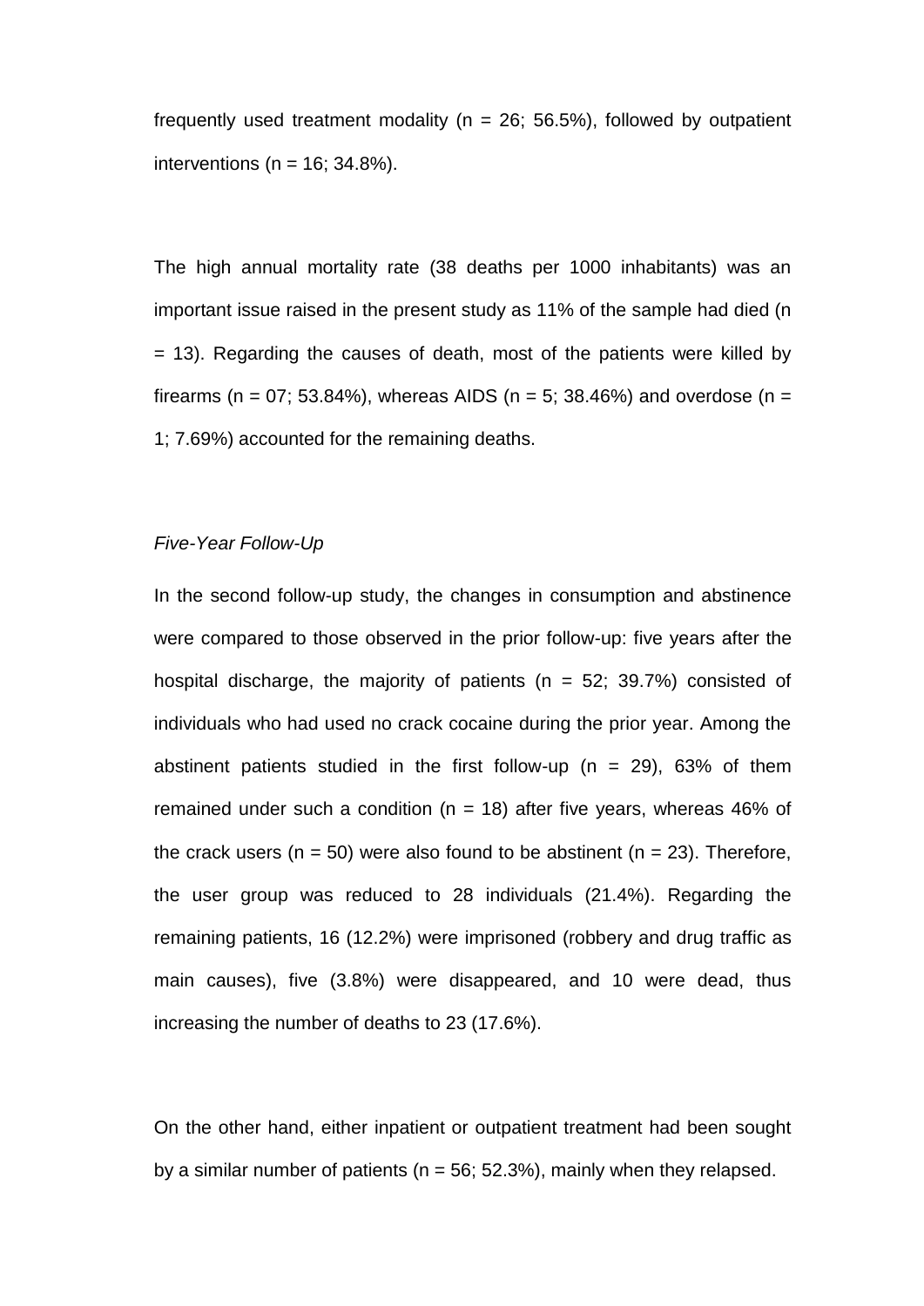frequently used treatment modality (n = 26; 56.5%), followed by outpatient interventions (n = 16; 34.8%).

The high annual mortality rate (38 deaths per 1000 inhabitants) was an important issue raised in the present study as 11% of the sample had died (n = 13). Regarding the causes of death, most of the patients were killed by firearms (n = 07; 53.84%), whereas AIDS (n = 5; 38.46%) and overdose (n = 1; 7.69%) accounted for the remaining deaths.

*Five-Year Follow-Up*

In the second follow-up study, the changes in consumption and abstinence were compared to those observed in the prior follow-up: five years after the hospital discharge, the majority of patients (n = 52; 39.7%) consisted of individuals who had used no crack cocaine during the prior year. Among the abstinent patients studied in the first follow-up (n = 29), 63% of them remained under such a condition (n = 18) after five years, whereas 46% of the crack users (n = 50) were also found to be abstinent (n = 23). Therefore, the user group was reduced to 28 individuals (21.4%). Regarding the remaining patients, 16 (12.2%) were imprisoned (robbery and drug traffic as main causes), five (3.8%) were disappeared, and 10 were dead, thus increasing the number of deaths to 23 (17.6%).

On the other hand, either inpatient or outpatient treatment had been sought by a similar number of patients (n = 56; 52.3%), mainly when they relapsed.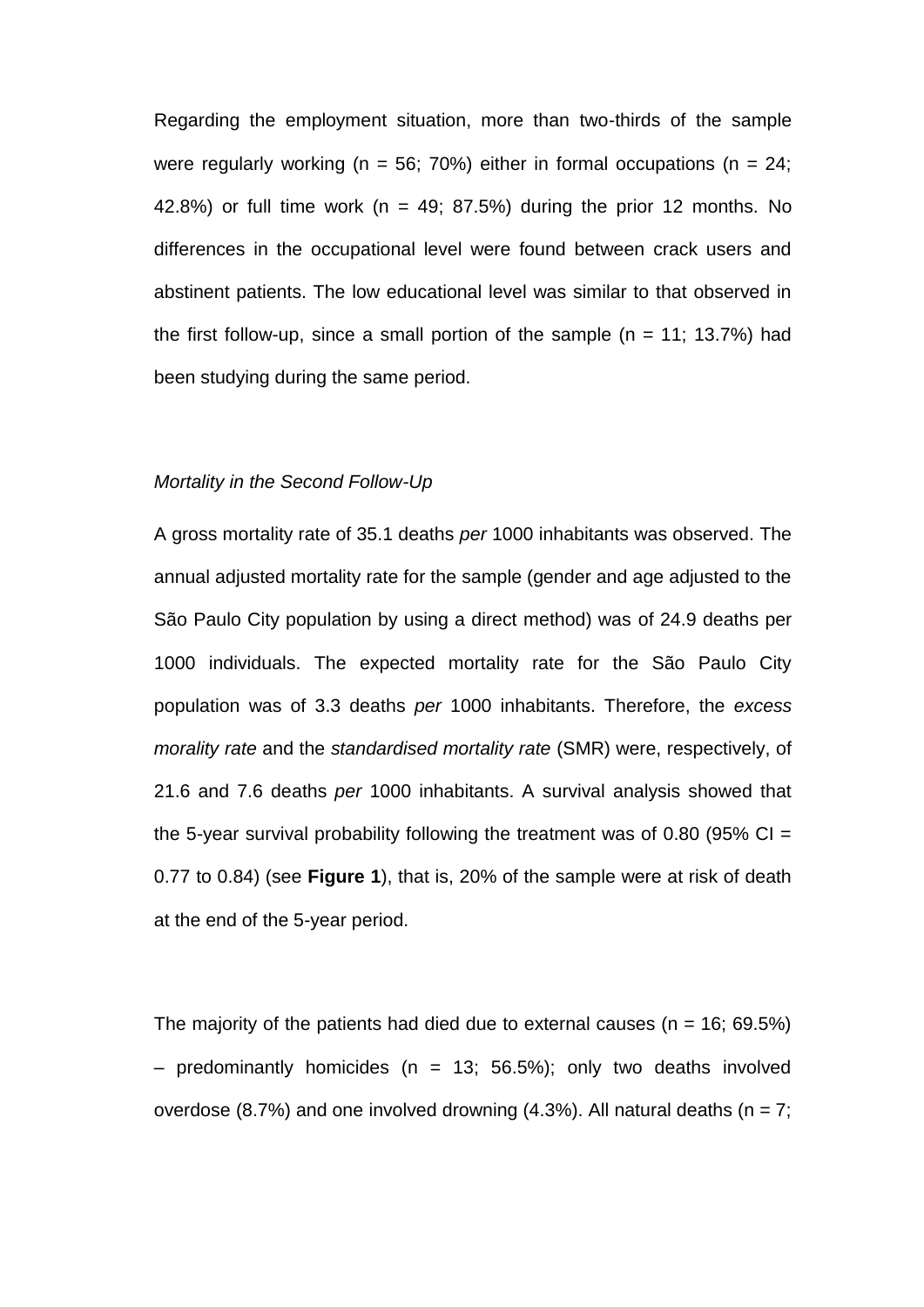Regarding the employment situation, more than two-thirds of the sample were regularly working (n = 56; 70%) either in formal occupations (n = 24; 42.8%) or full time work (n = 49; 87.5%) during the prior 12 months. No differences in the occupational level were found between crack users and abstinent patients. The low educational level was similar to that observed in the first follow-up, since a small portion of the sample (n = 11; 13.7%) had been studying during the same period.

*Mortality in the Second Follow-Up*

A gross mortality rate of 35.1 deaths *per* 1000 inhabitants was observed. The annual adjusted mortality rate for the sample (gender and age adjusted to the São Paulo City population by using a direct method) was of 24.9 deaths per 1000 individuals. The expected mortality rate for the São Paulo City population was of 3.3 deaths *per* 1000 inhabitants. Therefore, the *excess morality rate* and the *standardised mortality rate* (SMR) were, respectively, of 21.6 and 7.6 deaths *per* 1000 inhabitants. A survival analysis showed that the 5-year survival probability following the treatment was of 0.80 (95% CI = 0.77 to 0.84) (see **Figure 1**), that is, 20% of the sample were at risk of death at the end of the 5-year period.

The majority of the patients had died due to external causes (n = 16; 69.5%) – predominantly homicides (n = 13; 56.5%); only two deaths involved overdose (8.7%) and one involved drowning (4.3%). All natural deaths (n = 7;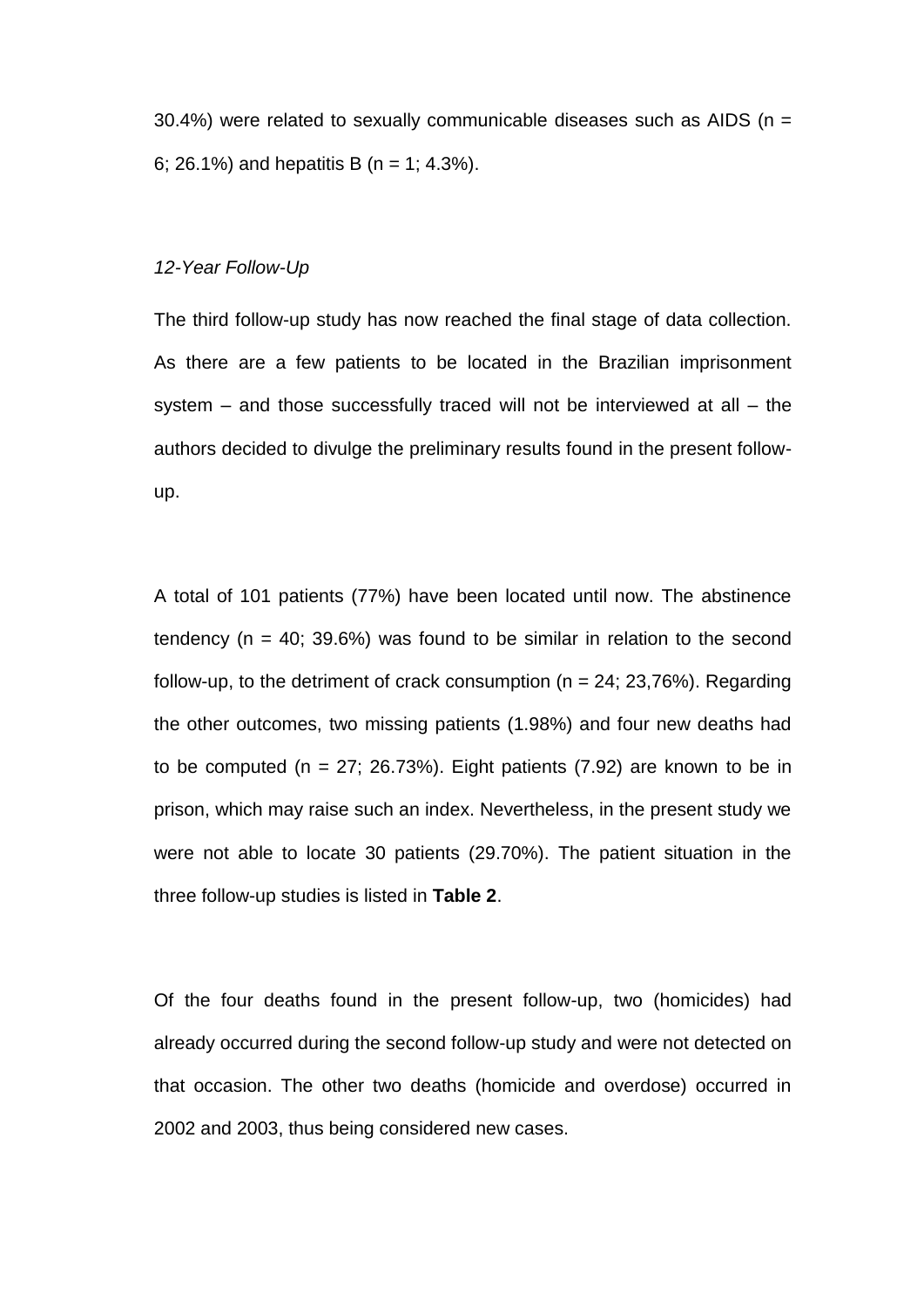30.4%) were related to sexually communicable diseases such as AIDS (n = 6; 26.1%) and hepatitis B (n = 1; 4.3%).

*12-Year Follow-Up*

The third follow-up study has now reached the final stage of data collection. As there are a few patients to be located in the Brazilian imprisonment system – and those successfully traced will not be interviewed at all – the authors decided to divulge the preliminary results found in the present follow-up.

A total of 101 patients (77%) have been located until now. The abstinence tendency (n = 40; 39.6%) was found to be similar in relation to the second follow-up, to the detriment of crack consumption (n = 24; 23,76%). Regarding the other outcomes, two missing patients (1.98%) and four new deaths had to be computed (n = 27; 26.73%). Eight patients (7.92) are known to be in prison, which may raise such an index. Nevertheless, in the present study we were not able to locate 30 patients (29.70%). The patient situation in the three follow-up studies is listed in **Table 2**.

Of the four deaths found in the present follow-up, two (homicides) had already occurred during the second follow-up study and were not detected on that occasion. The other two deaths (homicide and overdose) occurred in 2002 and 2003, thus being considered new cases.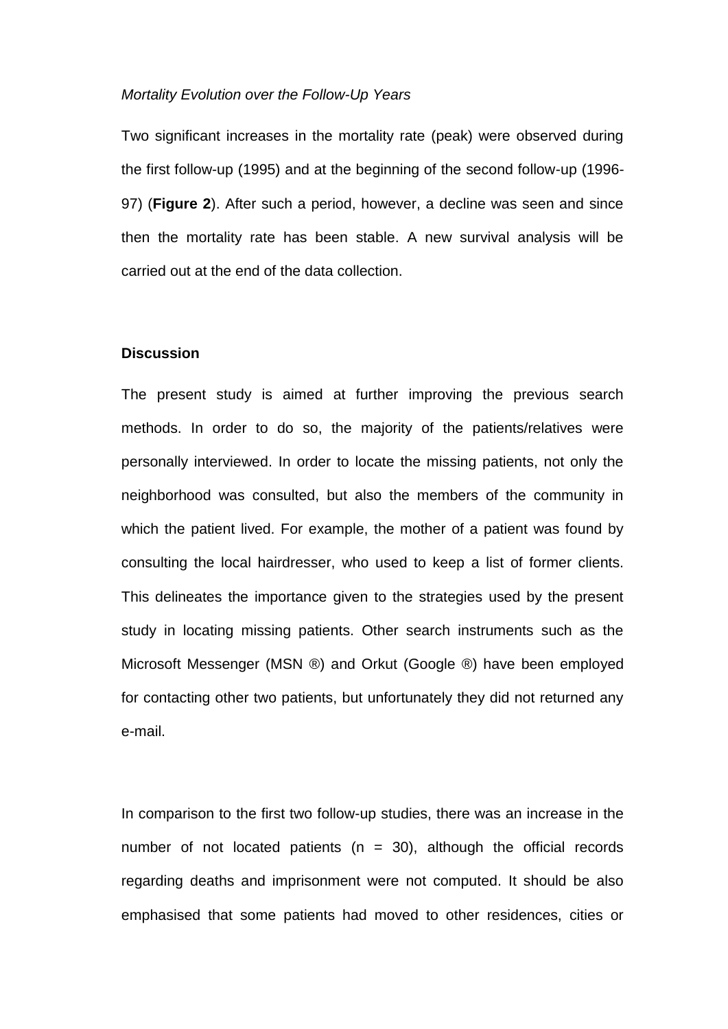*Mortality Evolution over the Follow-Up Years*

Two significant increases in the mortality rate (peak) were observed during the first follow-up (1995) and at the beginning of the second follow-up (1996-97) (**Figure 2**). After such a period, however, a decline was seen and since then the mortality rate has been stable. A new survival analysis will be carried out at the end of the data collection.

## Discussion

The present study is aimed at further improving the previous search methods. In order to do so, the majority of the patients/relatives were personally interviewed. In order to locate the missing patients, not only the neighborhood was consulted, but also the members of the community in which the patient lived. For example, the mother of a patient was found by consulting the local hairdresser, who used to keep a list of former clients. This delineates the importance given to the strategies used by the present study in locating missing patients. Other search instruments such as the Microsoft Messenger (MSN ®) and Orkut (Google ®) have been employed for contacting other two patients, but unfortunately they did not returned any e-mail.

In comparison to the first two follow-up studies, there was an increase in the number of not located patients (n = 30), although the official records regarding deaths and imprisonment were not computed. It should be also emphasised that some patients had moved to other residences, cities or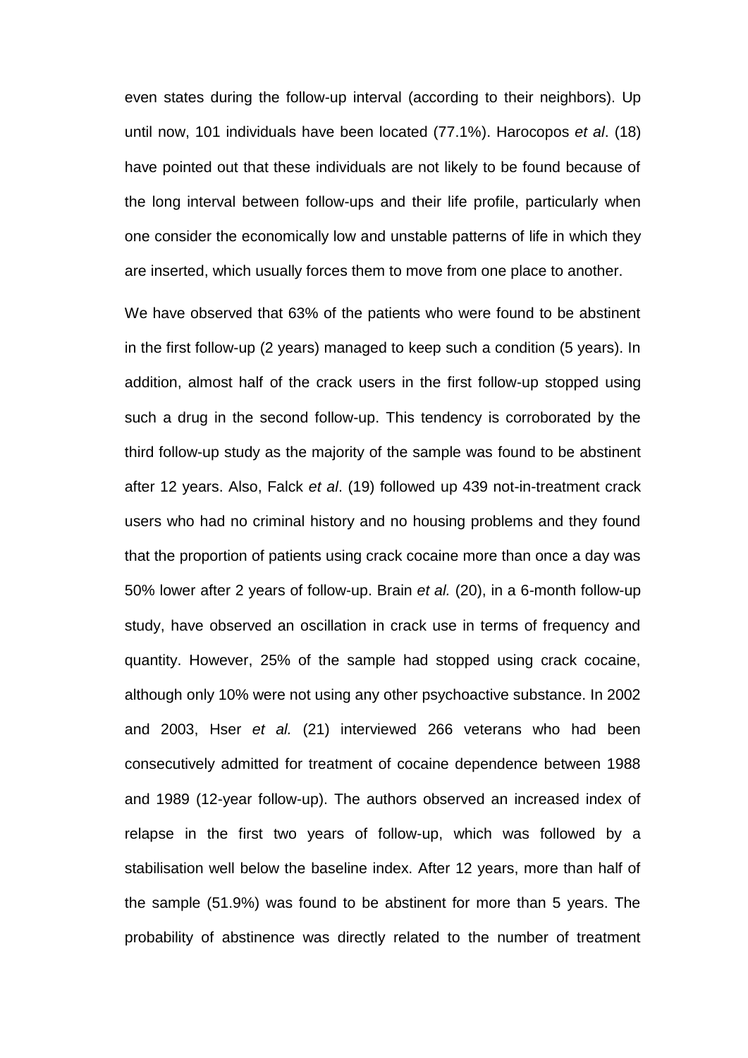even states during the follow-up interval (according to their neighbors). Up until now, 101 individuals have been located (77.1%). Harocopos *et al*. (18) have pointed out that these individuals are not likely to be found because of the long interval between follow-ups and their life profile, particularly when one consider the economically low and unstable patterns of life in which they are inserted, which usually forces them to move from one place to another.

We have observed that 63% of the patients who were found to be abstinent in the first follow-up (2 years) managed to keep such a condition (5 years). In addition, almost half of the crack users in the first follow-up stopped using such a drug in the second follow-up. This tendency is corroborated by the third follow-up study as the majority of the sample was found to be abstinent after 12 years. Also, Falck *et al*. (19) followed up 439 not-in-treatment crack users who had no criminal history and no housing problems and they found that the proportion of patients using crack cocaine more than once a day was 50% lower after 2 years of follow-up. Brain *et al.* (20), in a 6-month follow-up study, have observed an oscillation in crack use in terms of frequency and quantity. However, 25% of the sample had stopped using crack cocaine, although only 10% were not using any other psychoactive substance. In 2002 and 2003, Hser *et al.* (21) interviewed 266 veterans who had been consecutively admitted for treatment of cocaine dependence between 1988 and 1989 (12-year follow-up). The authors observed an increased index of relapse in the first two years of follow-up, which was followed by a stabilisation well below the baseline index. After 12 years, more than half of the sample (51.9%) was found to be abstinent for more than 5 years. The probability of abstinence was directly related to the number of treatment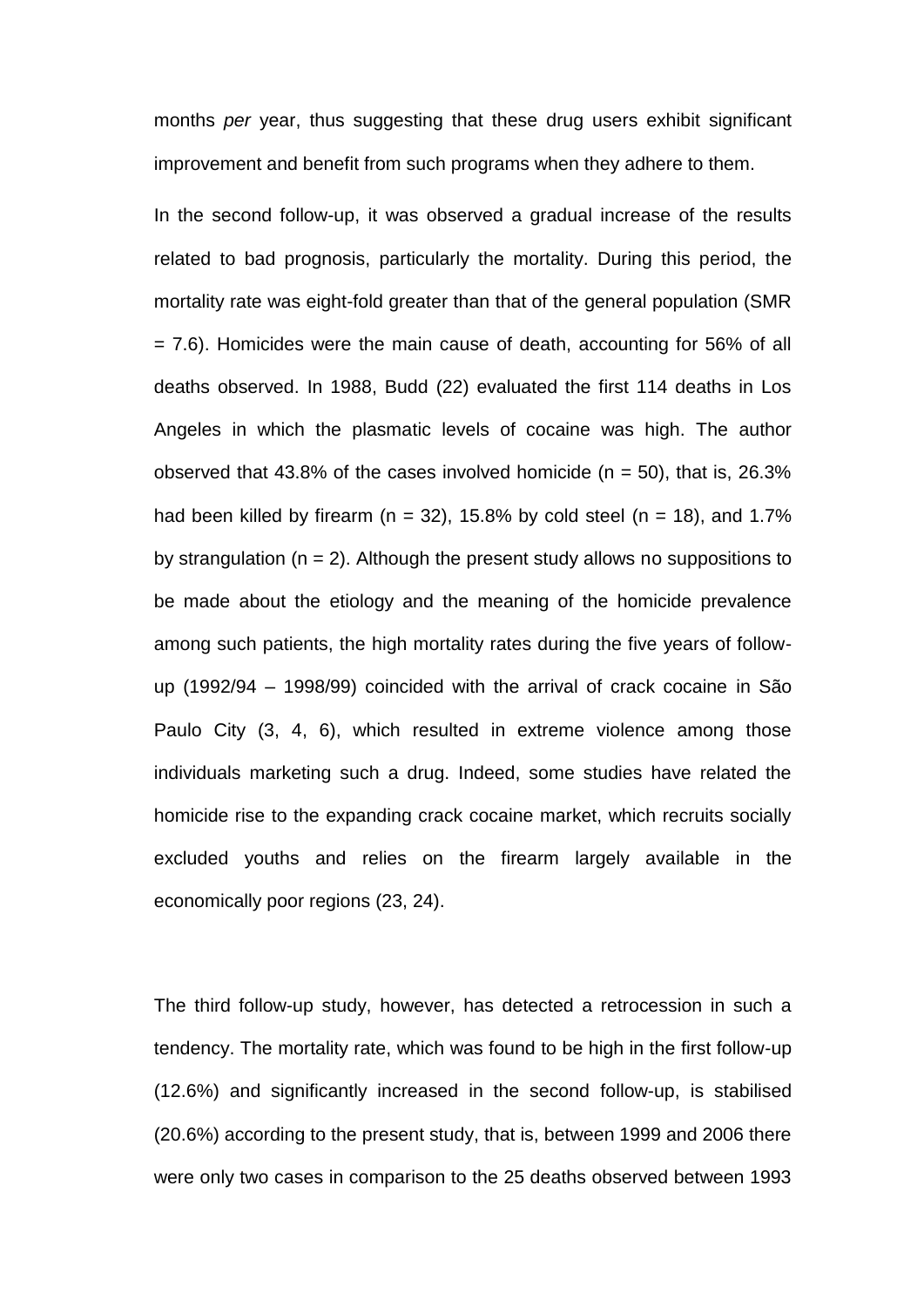months *per* year, thus suggesting that these drug users exhibit significant improvement and benefit from such programs when they adhere to them.

In the second follow-up, it was observed a gradual increase of the results related to bad prognosis, particularly the mortality. During this period, the mortality rate was eight-fold greater than that of the general population (SMR = 7.6). Homicides were the main cause of death, accounting for 56% of all deaths observed. In 1988, Budd (22) evaluated the first 114 deaths in Los Angeles in which the plasmatic levels of cocaine was high. The author observed that 43.8% of the cases involved homicide (n = 50), that is, 26.3% had been killed by firearm (n = 32), 15.8% by cold steel (n = 18), and 1.7% by strangulation (n = 2). Although the present study allows no suppositions to be made about the etiology and the meaning of the homicide prevalence among such patients, the high mortality rates during the five years of follow-up (1992/94 – 1998/99) coincided with the arrival of crack cocaine in São Paulo City (3, 4, 6), which resulted in extreme violence among those individuals marketing such a drug. Indeed, some studies have related the homicide rise to the expanding crack cocaine market, which recruits socially excluded youths and relies on the firearm largely available in the economically poor regions (23, 24).

The third follow-up study, however, has detected a retrocession in such a tendency. The mortality rate, which was found to be high in the first follow-up (12.6%) and significantly increased in the second follow-up, is stabilised (20.6%) according to the present study, that is, between 1999 and 2006 there were only two cases in comparison to the 25 deaths observed between 1993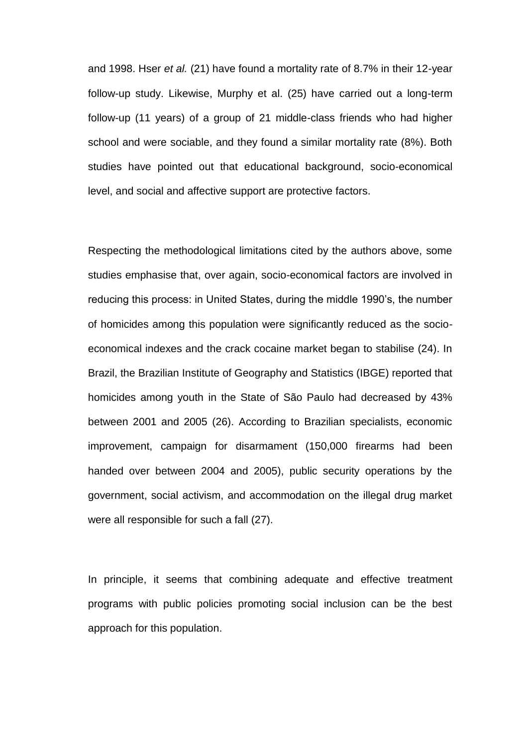and 1998. Hser *et al.* (21) have found a mortality rate of 8.7% in their 12-year follow-up study. Likewise, Murphy et al. (25) have carried out a long-term follow-up (11 years) of a group of 21 middle-class friends who had higher school and were sociable, and they found a similar mortality rate (8%). Both studies have pointed out that educational background, socio-economical level, and social and affective support are protective factors.

Respecting the methodological limitations cited by the authors above, some studies emphasise that, over again, socio-economical factors are involved in reducing this process: in United States, during the middle 1990's, the number of homicides among this population were significantly reduced as the socio-economical indexes and the crack cocaine market began to stabilise (24). In Brazil, the Brazilian Institute of Geography and Statistics (IBGE) reported that homicides among youth in the State of São Paulo had decreased by 43% between 2001 and 2005 (26). According to Brazilian specialists, economic improvement, campaign for disarmament (150,000 firearms had been handed over between 2004 and 2005), public security operations by the government, social activism, and accommodation on the illegal drug market were all responsible for such a fall (27).

In principle, it seems that combining adequate and effective treatment programs with public policies promoting social inclusion can be the best approach for this population.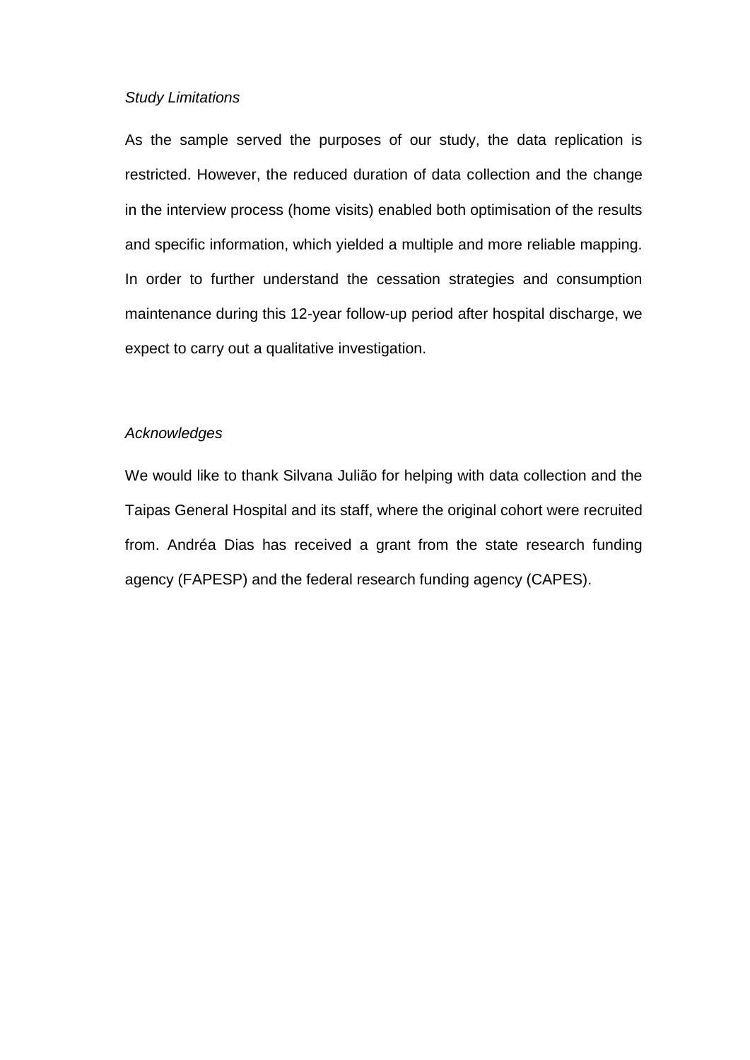*Study Limitations*

As the sample served the purposes of our study, the data replication is restricted. However, the reduced duration of data collection and the change in the interview process (home visits) enabled both optimisation of the results and specific information, which yielded a multiple and more reliable mapping. In order to further understand the cessation strategies and consumption maintenance during this 12-year follow-up period after hospital discharge, we expect to carry out a qualitative investigation.

*Acknowledges*

We would like to thank Silvana Julião for helping with data collection and the Taipas General Hospital and its staff, where the original cohort were recruited from. Andréa Dias has received a grant from the state research funding agency (FAPESP) and the federal research funding agency (CAPES).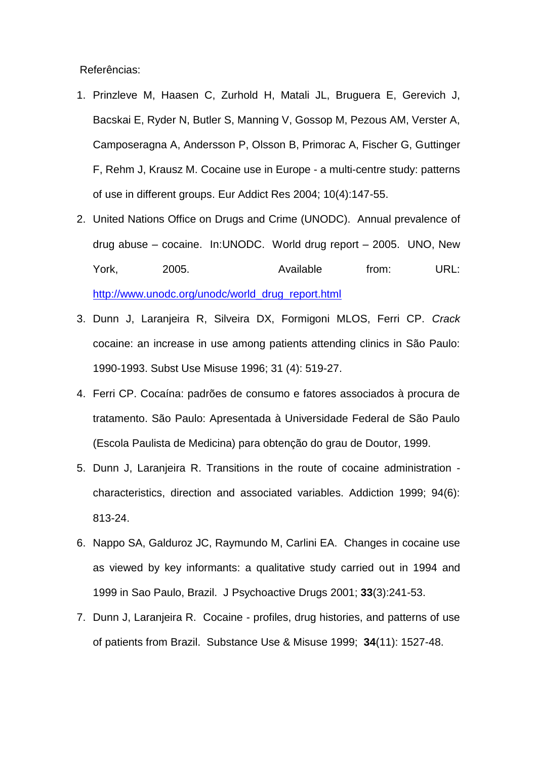Referências:

1. Prinzleve M, Haasen C, Zurhold H, Matali JL, Bruguera E, Gerevich J, Bacskai E, Ryder N, Butler S, Manning V, Gossop M, Pezous AM, Verster A, Camposeragna A, Andersson P, Olsson B, Primorac A, Fischer G, Guttinger F, Rehm J, Krausz M. Cocaine use in Europe - a multi-centre study: patterns of use in different groups. Eur Addict Res 2004; 10(4):147-55.
2. United Nations Office on Drugs and Crime (UNODC). Annual prevalence of drug abuse – cocaine. In:UNODC. World drug report – 2005. UNO, New York, 2005. Available from: URL: http://www.unodc.org/unodc/world_drug_report.html
3. Dunn J, Laranjeira R, Silveira DX, Formigoni MLOS, Ferri CP. *Crack* cocaine: an increase in use among patients attending clinics in São Paulo: 1990-1993. Subst Use Misuse 1996; 31 (4): 519-27.
4. Ferri CP. Cocaína: padrões de consumo e fatores associados à procura de tratamento. São Paulo: Apresentada à Universidade Federal de São Paulo (Escola Paulista de Medicina) para obtenção do grau de Doutor, 1999.
5. Dunn J, Laranjeira R. Transitions in the route of cocaine administration - characteristics, direction and associated variables. Addiction 1999; 94(6): 813-24.
6. Nappo SA, Galduroz JC, Raymundo M, Carlini EA. Changes in cocaine use as viewed by key informants: a qualitative study carried out in 1994 and 1999 in Sao Paulo, Brazil. J Psychoactive Drugs 2001; **33**(3):241-53.
7. Dunn J, Laranjeira R. Cocaine - profiles, drug histories, and patterns of use of patients from Brazil. Substance Use & Misuse 1999; **34**(11): 1527-48.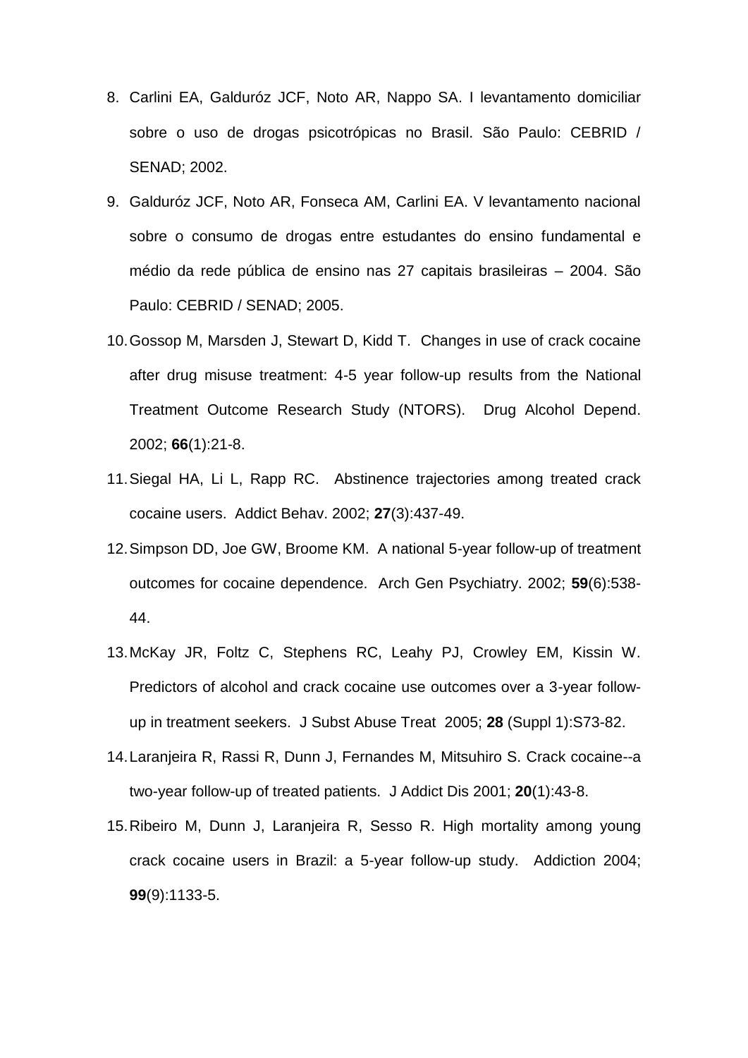8. Carlini EA, Galduróz JCF, Noto AR, Nappo SA. I levantamento domiciliar sobre o uso de drogas psicotrópicas no Brasil. São Paulo: CEBRID / SENAD; 2002.
9. Galduróz JCF, Noto AR, Fonseca AM, Carlini EA. V levantamento nacional sobre o consumo de drogas entre estudantes do ensino fundamental e médio da rede pública de ensino nas 27 capitais brasileiras – 2004. São Paulo: CEBRID / SENAD; 2005.
10. Gossop M, Marsden J, Stewart D, Kidd T. Changes in use of crack cocaine after drug misuse treatment: 4-5 year follow-up results from the National Treatment Outcome Research Study (NTORS). Drug Alcohol Depend. 2002; **66**(1):21-8.
11. Siegal HA, Li L, Rapp RC. Abstinence trajectories among treated crack cocaine users. Addict Behav. 2002; **27**(3):437-49.
12. Simpson DD, Joe GW, Broome KM. A national 5-year follow-up of treatment outcomes for cocaine dependence. Arch Gen Psychiatry. 2002; **59**(6):538-44.
13. McKay JR, Foltz C, Stephens RC, Leahy PJ, Crowley EM, Kissin W. Predictors of alcohol and crack cocaine use outcomes over a 3-year follow-up in treatment seekers. J Subst Abuse Treat 2005; **28** (Suppl 1):S73-82.
14. Laranjeira R, Rassi R, Dunn J, Fernandes M, Mitsuhiro S. Crack cocaine--a two-year follow-up of treated patients. J Addict Dis 2001; **20**(1):43-8.
15. Ribeiro M, Dunn J, Laranjeira R, Sesso R. High mortality among young crack cocaine users in Brazil: a 5-year follow-up study. Addiction 2004; **99**(9):1133-5.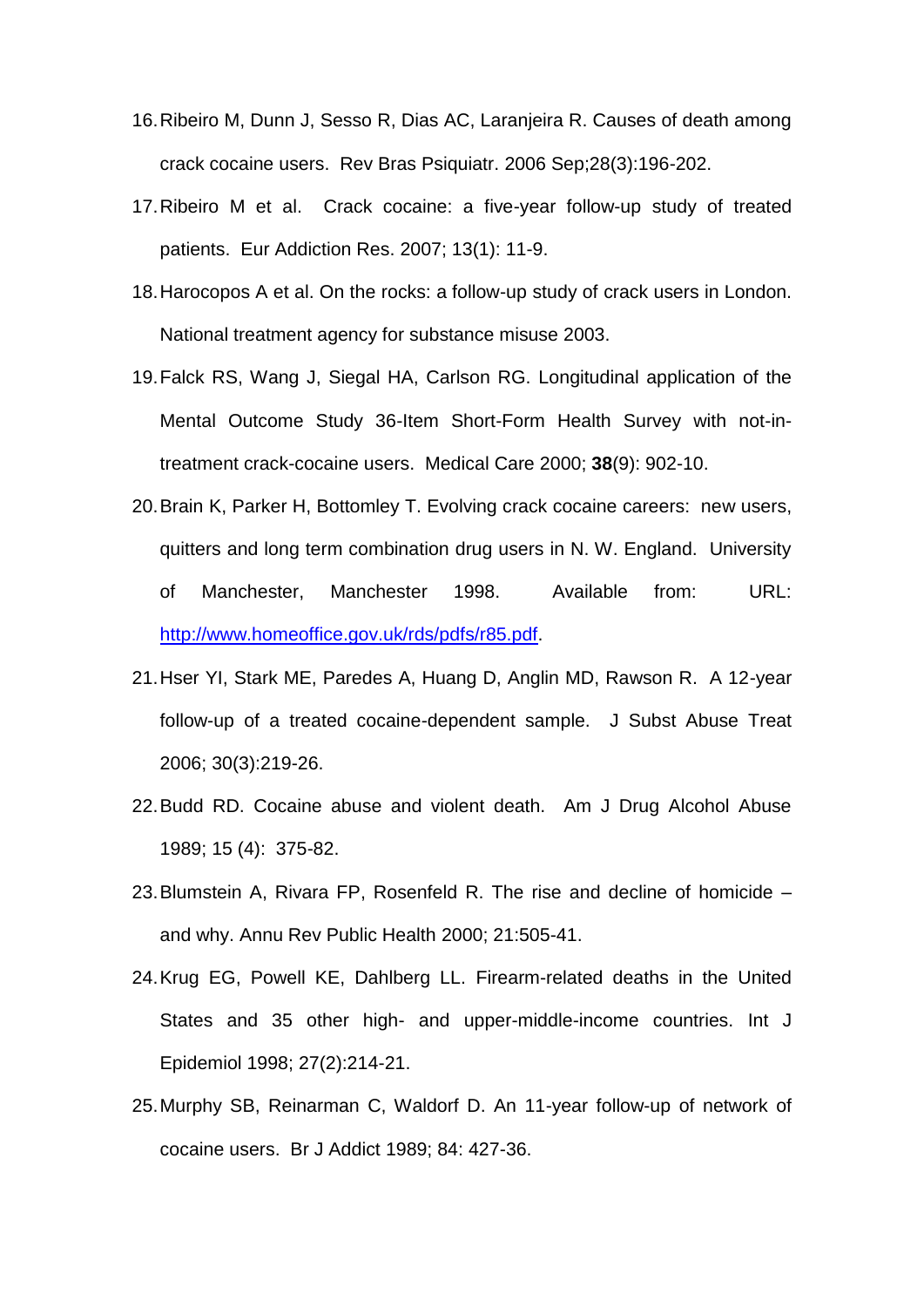16. Ribeiro M, Dunn J, Sesso R, Dias AC, Laranjeira R. Causes of death among crack cocaine users. Rev Bras Psiquiatr. 2006 Sep;28(3):196-202.
17. Ribeiro M et al. Crack cocaine: a five-year follow-up study of treated patients. Eur Addiction Res. 2007; 13(1): 11-9.
18. Harocopos A et al. On the rocks: a follow-up study of crack users in London. National treatment agency for substance misuse 2003.
19. Falck RS, Wang J, Siegal HA, Carlson RG. Longitudinal application of the Mental Outcome Study 36-Item Short-Form Health Survey with not-in-treatment crack-cocaine users. Medical Care 2000; **38**(9): 902-10.
20. Brain K, Parker H, Bottomley T. Evolving crack cocaine careers: new users, quitters and long term combination drug users in N. W. England. University of Manchester, Manchester 1998. Available from: URL: http://www.homeoffice.gov.uk/rds/pdfs/r85.pdf.
21. Hser YI, Stark ME, Paredes A, Huang D, Anglin MD, Rawson R. A 12-year follow-up of a treated cocaine-dependent sample. J Subst Abuse Treat 2006; 30(3):219-26.
22. Budd RD. Cocaine abuse and violent death. Am J Drug Alcohol Abuse 1989; 15 (4): 375-82.
23. Blumstein A, Rivara FP, Rosenfeld R. The rise and decline of homicide – and why. Annu Rev Public Health 2000; 21:505-41.
24. Krug EG, Powell KE, Dahlberg LL. Firearm-related deaths in the United States and 35 other high- and upper-middle-income countries. Int J Epidemiol 1998; 27(2):214-21.
25. Murphy SB, Reinarman C, Waldorf D. An 11-year follow-up of network of cocaine users. Br J Addict 1989; 84: 427-36.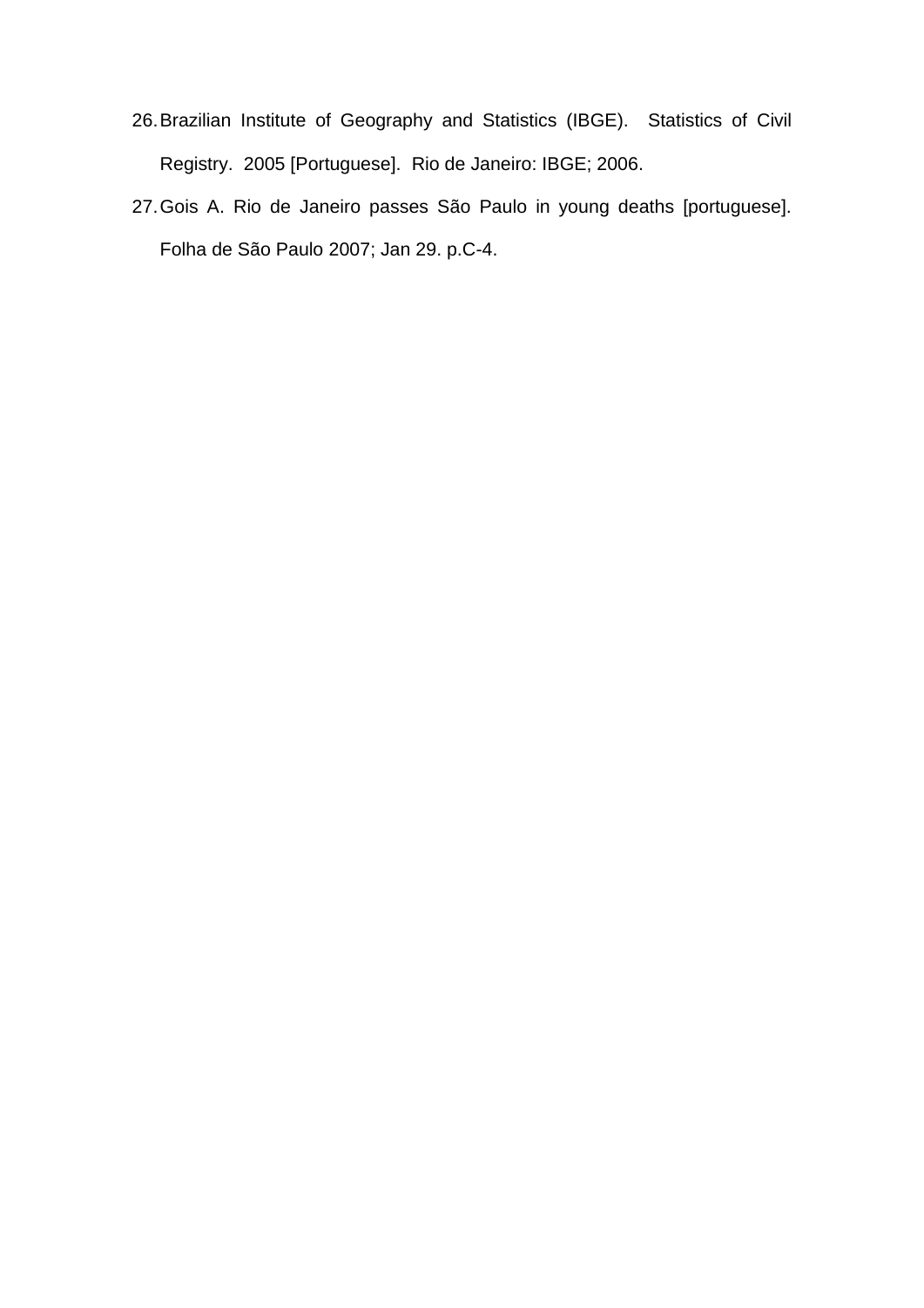26. Brazilian Institute of Geography and Statistics (IBGE). Statistics of Civil Registry. 2005 [Portuguese]. Rio de Janeiro: IBGE; 2006.
27. Gois A. Rio de Janeiro passes São Paulo in young deaths [portuguese]. Folha de São Paulo 2007; Jan 29. p.C-4.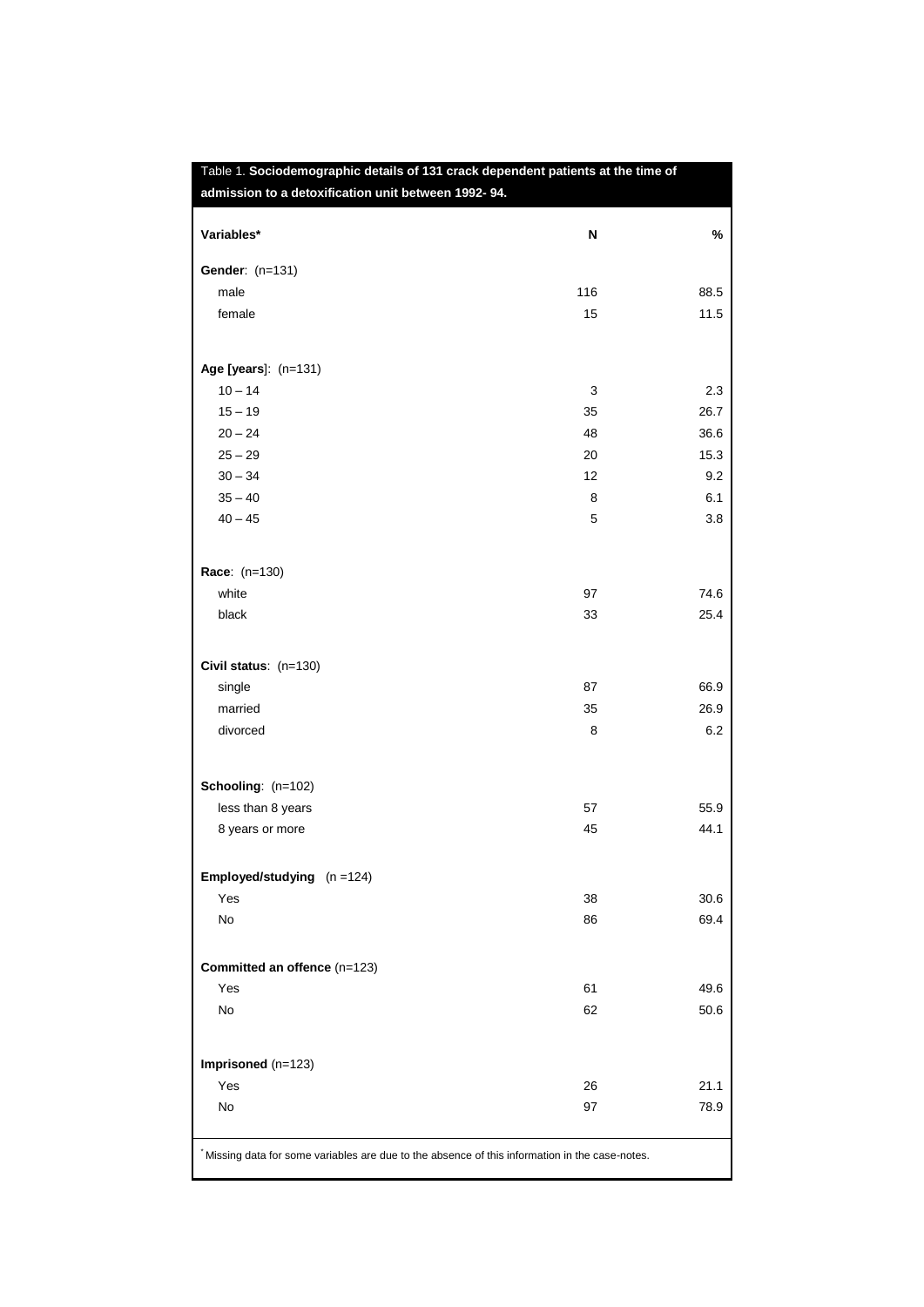Table 1. **Sociodemographic details of 131 crack dependent patients at the time of admission to a detoxification unit between 1992- 94.**

| Variables* | N | % |
|---|---|---|
| **Gender**: (n=131) | | |
| male | 116 | 88.5 |
| female | 15 | 11.5 |
| **Age [years]**: (n=131) | | |
| 10 – 14 | 3 | 2.3 |
| 15 – 19 | 35 | 26.7 |
| 20 – 24 | 48 | 36.6 |
| 25 – 29 | 20 | 15.3 |
| 30 – 34 | 12 | 9.2 |
| 35 – 40 | 8 | 6.1 |
| 40 – 45 | 5 | 3.8 |
| **Race**: (n=130) | | |
| white | 97 | 74.6 |
| black | 33 | 25.4 |
| **Civil status**: (n=130) | | |
| single | 87 | 66.9 |
| married | 35 | 26.9 |
| divorced | 8 | 6.2 |
| **Schooling**: (n=102) | | |
| less than 8 years | 57 | 55.9 |
| 8 years or more | 45 | 44.1 |
| **Employed/studying** (n =124) | | |
| Yes | 38 | 30.6 |
| No | 86 | 69.4 |
| **Committed an offence** (n=123) | | |
| Yes | 61 | 49.6 |
| No | 62 | 50.6 |
| **Imprisoned** (n=123) | | |
| Yes | 26 | 21.1 |
| No | 97 | 78.9 |

\* Missing data for some variables are due to the absence of this information in the case-notes.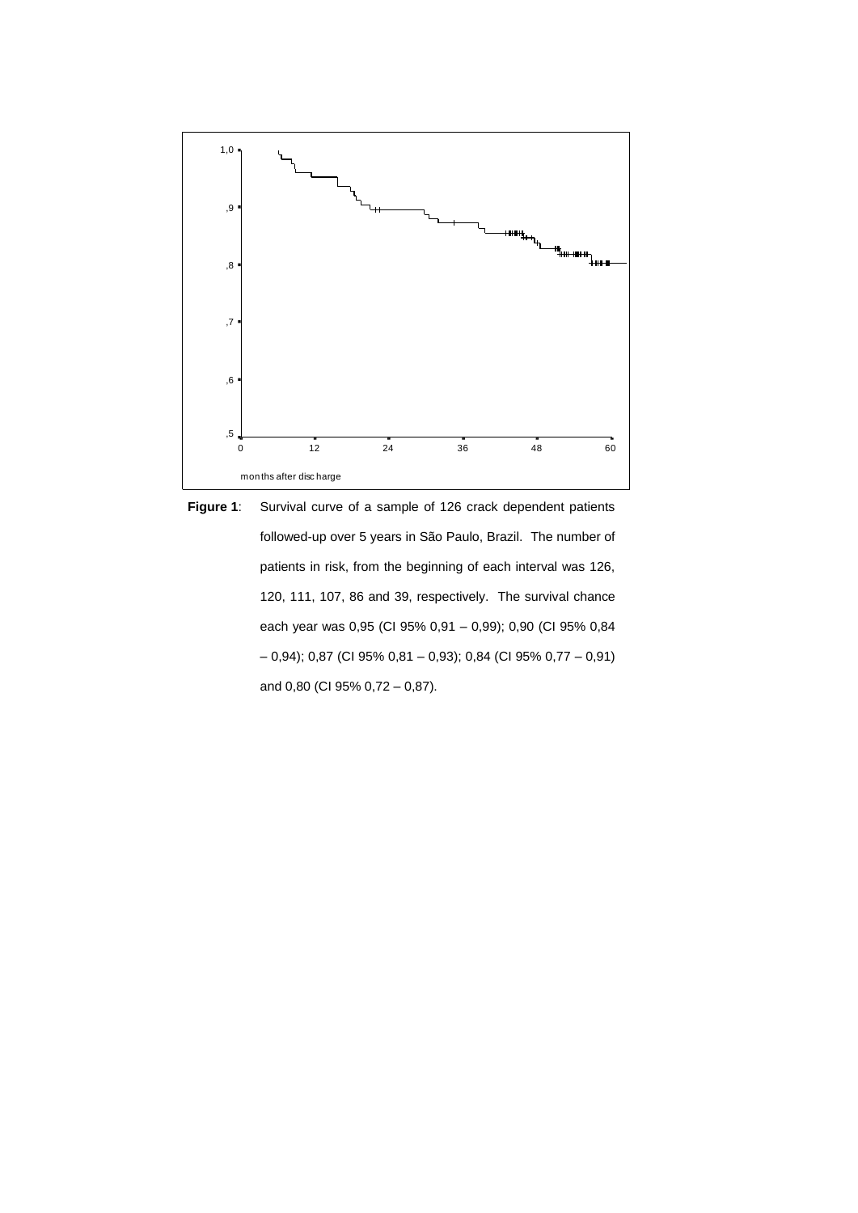**Figure 1**: Survival curve of a sample of 126 crack dependent patients followed-up over 5 years in São Paulo, Brazil. The number of patients in risk, from the beginning of each interval was 126, 120, 111, 107, 86 and 39, respectively. The survival chance each year was 0,95 (CI 95% 0,91 – 0,99); 0,90 (CI 95% 0,84 – 0,94); 0,87 (CI 95% 0,81 – 0,93); 0,84 (CI 95% 0,77 – 0,91) and 0,80 (CI 95% 0,72 – 0,87).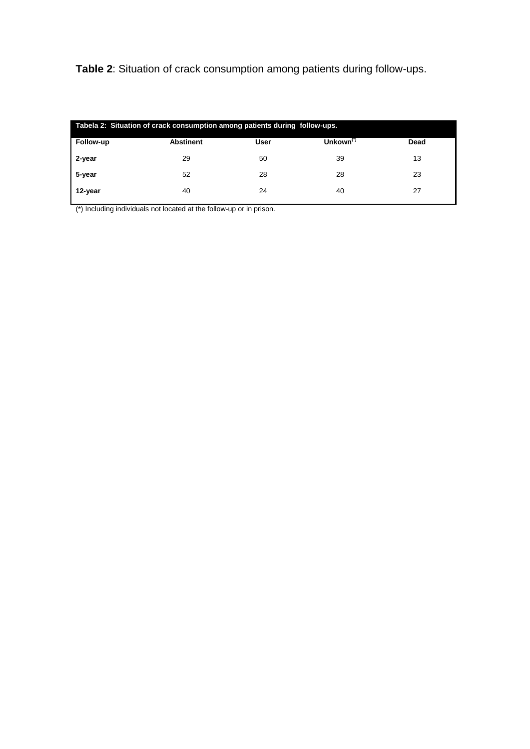**Table 2**: Situation of crack consumption among patients during follow-ups.

| Tabela 2: Situation of crack consumption among patients during follow-ups. | | | | |
|---|---|---|---|---|
| **Follow-up** | **Abstinent** | **User** | **Unkown(*)** | **Dead** |
| **2-year** | 29 | 50 | 39 | 13 |
| **5-year** | 52 | 28 | 28 | 23 |
| **12-year** | 40 | 24 | 40 | 27 |

(*) Including individuals not located at the follow-up or in prison.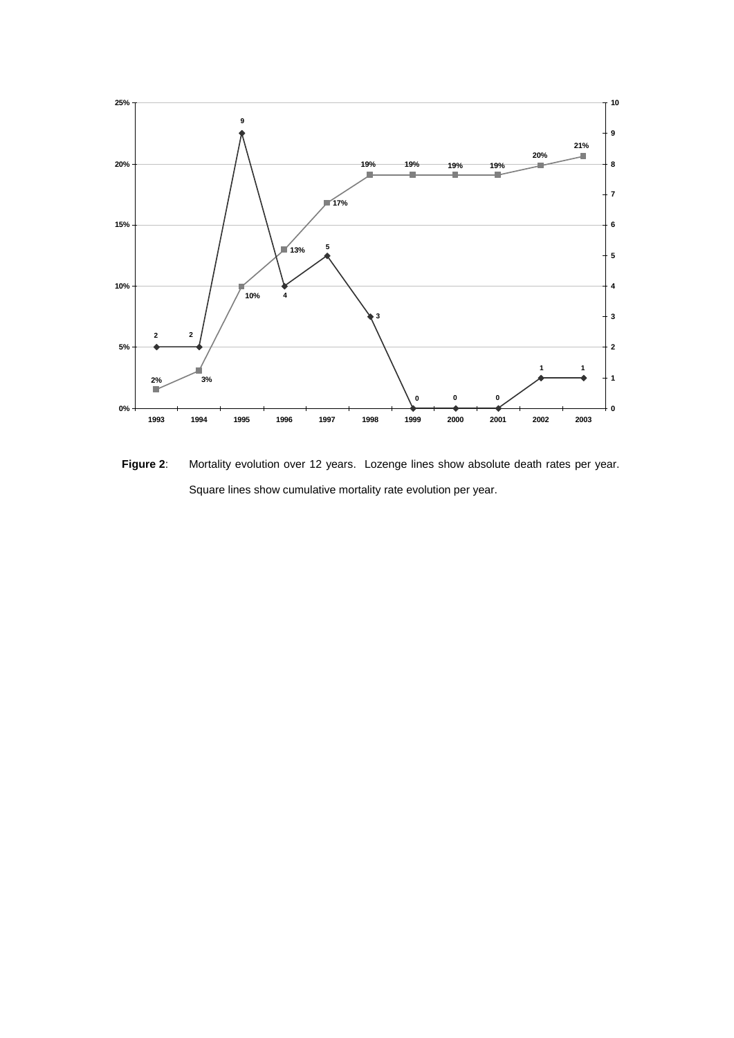25%
20%
15%
10%
5%
0%

10
9
8
7
6
5
4
3
2
1
0

1993 1994 1995 1996 1997 1998 1999 2000 2001 2002 2003

2 2 9 4 5 3 0 0 0 1 1

2% 3% 10% 13% 17% 19% 19% 19% 19% 20% 21%

**Figure 2**: Mortality evolution over 12 years. Lozenge lines show absolute death rates per year. Square lines show cumulative mortality rate evolution per year.